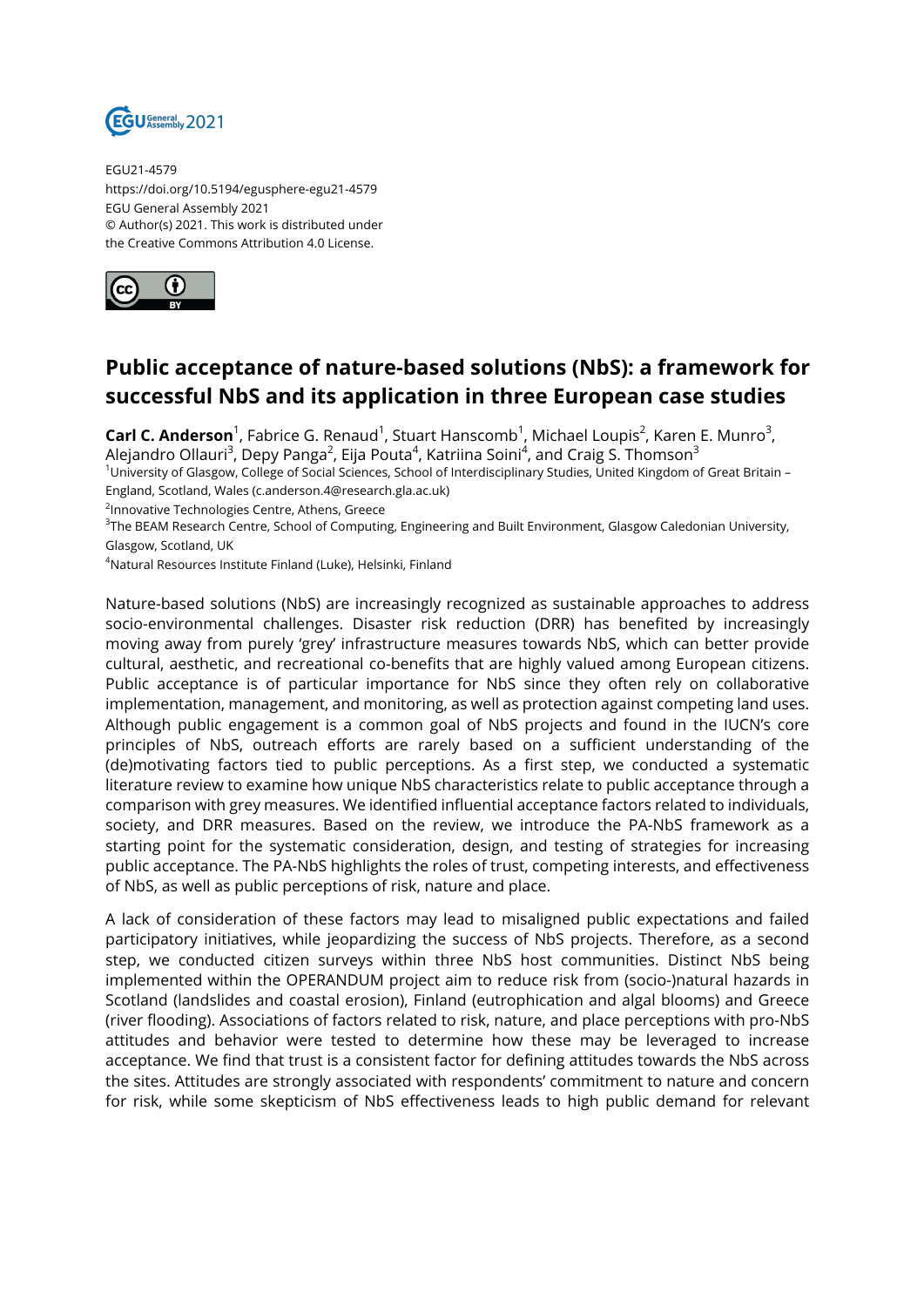EGU21-4579
https://doi.org/10.5194/egusphere-egu21-4579
EGU General Assembly 2021
© Author(s) 2021. This work is distributed under the Creative Commons Attribution 4.0 License.

# Public acceptance of nature-based solutions (NbS): a framework for successful NbS and its application in three European case studies

**Carl C. Anderson**[1], Fabrice G. Renaud[1], Stuart Hanscomb[1], Michael Loupis[2], Karen E. Munro[3], Alejandro Ollauri[3], Depy Panga[2], Eija Pouta[4], Katriina Soini[4], and Craig S. Thomson[3]

[1]University of Glasgow, College of Social Sciences, School of Interdisciplinary Studies, United Kingdom of Great Britain – England, Scotland, Wales (c.anderson.4@research.gla.ac.uk)
[2]Innovative Technologies Centre, Athens, Greece
[3]The BEAM Research Centre, School of Computing, Engineering and Built Environment, Glasgow Caledonian University, Glasgow, Scotland, UK
[4]Natural Resources Institute Finland (Luke), Helsinki, Finland

Nature-based solutions (NbS) are increasingly recognized as sustainable approaches to address socio-environmental challenges. Disaster risk reduction (DRR) has benefited by increasingly moving away from purely 'grey' infrastructure measures towards NbS, which can better provide cultural, aesthetic, and recreational co-benefits that are highly valued among European citizens. Public acceptance is of particular importance for NbS since they often rely on collaborative implementation, management, and monitoring, as well as protection against competing land uses. Although public engagement is a common goal of NbS projects and found in the IUCN's core principles of NbS, outreach efforts are rarely based on a sufficient understanding of the (de)motivating factors tied to public perceptions. As a first step, we conducted a systematic literature review to examine how unique NbS characteristics relate to public acceptance through a comparison with grey measures. We identified influential acceptance factors related to individuals, society, and DRR measures. Based on the review, we introduce the PA-NbS framework as a starting point for the systematic consideration, design, and testing of strategies for increasing public acceptance. The PA-NbS highlights the roles of trust, competing interests, and effectiveness of NbS, as well as public perceptions of risk, nature and place.

A lack of consideration of these factors may lead to misaligned public expectations and failed participatory initiatives, while jeopardizing the success of NbS projects. Therefore, as a second step, we conducted citizen surveys within three NbS host communities. Distinct NbS being implemented within the OPERANDUM project aim to reduce risk from (socio-)natural hazards in Scotland (landslides and coastal erosion), Finland (eutrophication and algal blooms) and Greece (river flooding). Associations of factors related to risk, nature, and place perceptions with pro-NbS attitudes and behavior were tested to determine how these may be leveraged to increase acceptance. We find that trust is a consistent factor for defining attitudes towards the NbS across the sites. Attitudes are strongly associated with respondents' commitment to nature and concern for risk, while some skepticism of NbS effectiveness leads to high public demand for relevant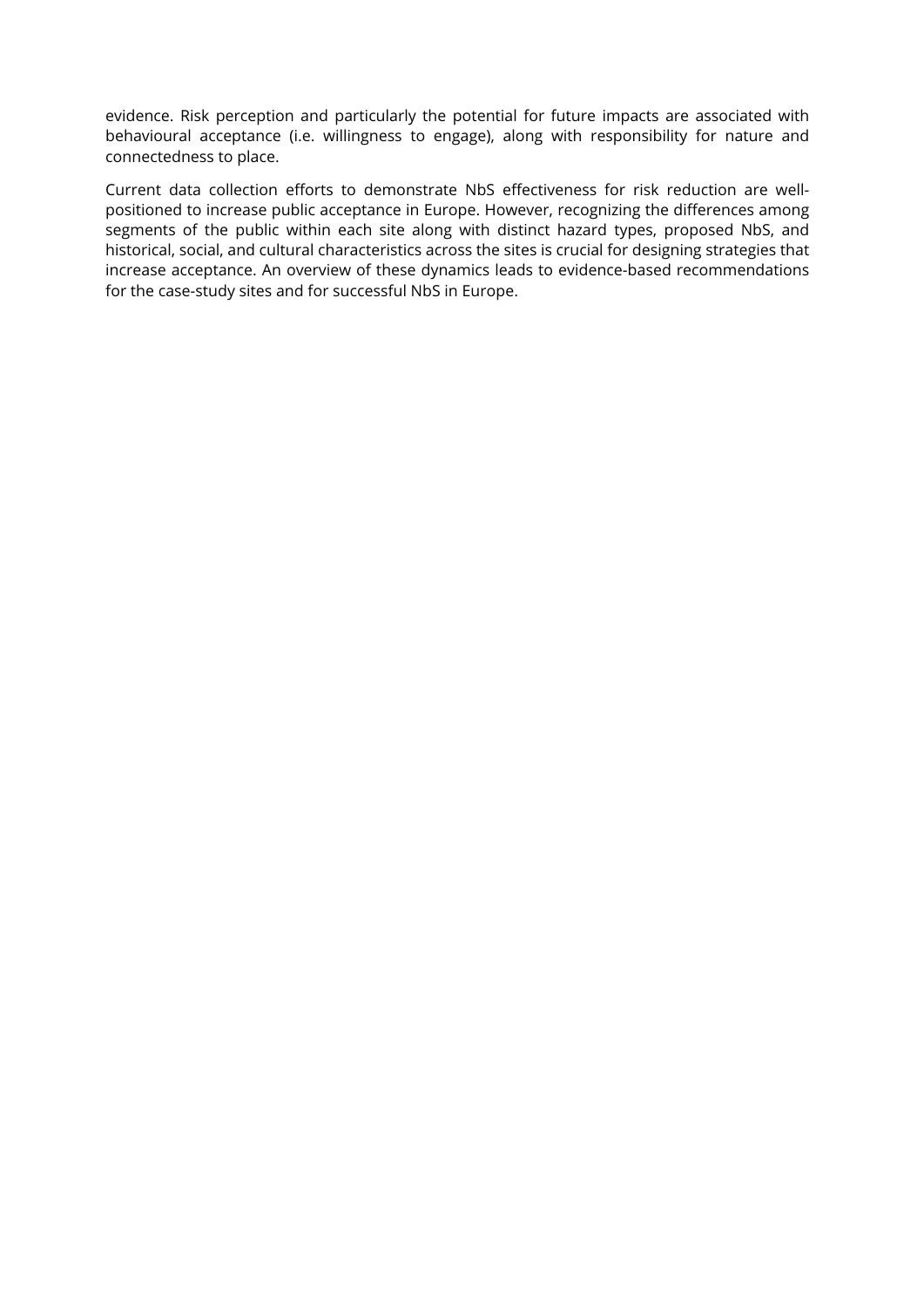evidence. Risk perception and particularly the potential for future impacts are associated with behavioural acceptance (i.e. willingness to engage), along with responsibility for nature and connectedness to place.

Current data collection efforts to demonstrate NbS effectiveness for risk reduction are well-positioned to increase public acceptance in Europe. However, recognizing the differences among segments of the public within each site along with distinct hazard types, proposed NbS, and historical, social, and cultural characteristics across the sites is crucial for designing strategies that increase acceptance. An overview of these dynamics leads to evidence-based recommendations for the case-study sites and for successful NbS in Europe.